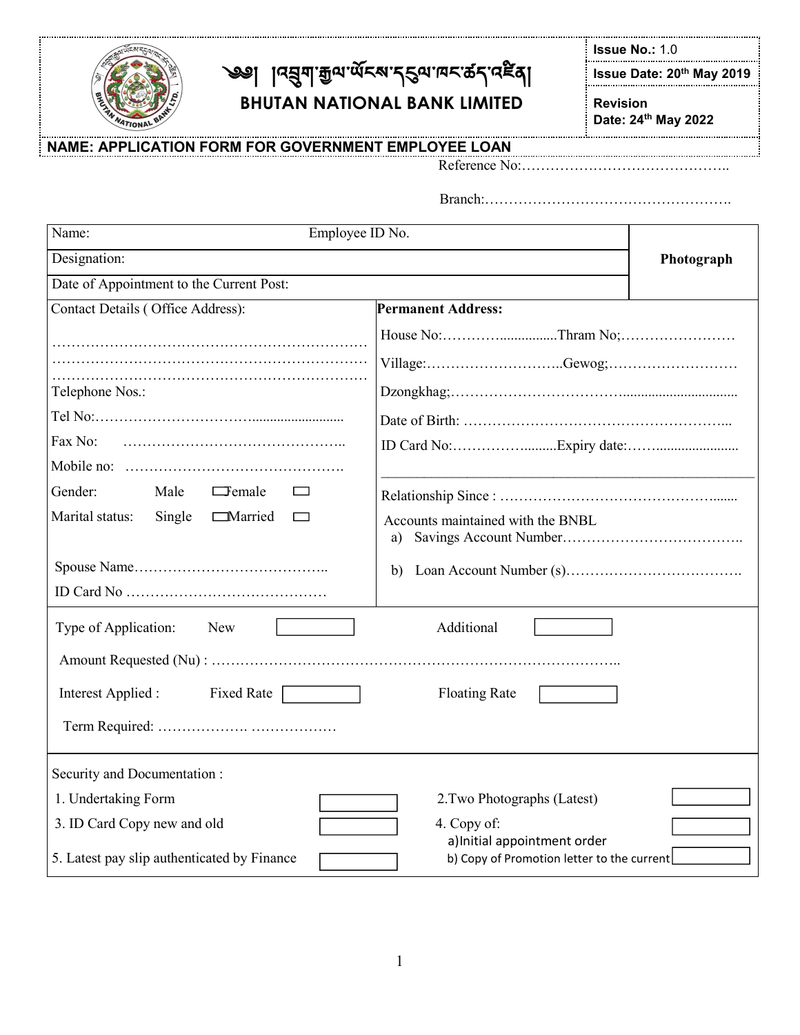༄༅། །འབྲུག་རྒྱལ་ཡོངས་དངུལ་ཁང་ཚད་འཛིན།

**BHUTAN NATIONAL BANK LIMITED**

| **Issue No.:** 1.0 |
|---|
| **Issue Date: 20th May 2019** |
| **Revision Date: 24th May 2022** |

**NAME: APPLICATION FORM FOR GOVERNMENT EMPLOYEE LOAN**

Reference No:……………………………………..

Branch:…………………………………………….

| Name: Employee ID No. | **Photograph** |
|---|---|
| Designation: | |
| Date of Appointment to the Current Post: | |

| Contact Details ( Office Address): | **Permanent Address:** |
|---|---|
| ………………………………………………………… | House No:…………...............Thram No;…………………… |
| ………………………………………………………… | Village:………………………..Gewog;……………………… |
| …………………………………………………………<br>Telephone Nos.: | Dzongkhag;……………………………............................... |
| Tel No:…………………………....................... | Date of Birth: ………………………………………………... |
| Fax No: ……………………………………….. | ID Card No:…………….........Expiry date:……...................... |
| Mobile no: ………………………………………. | |
| Gender: Male ☐ Female ☐ | Relationship Since : ………………………………………....... |
| Marital status: Single ☐ Married ☐ | Accounts maintained with the BNBL<br>a) Savings Account Number……………………………….. |
| Spouse Name………………………………….. | b) Loan Account Number (s)………………………………. |
| ID Card No …………………………………… | |

Type of Application: New ☐ Additional ☐

Amount Requested (Nu) : ………………………………………………………………………..

Interest Applied : Fixed Rate ☐ Floating Rate ☐

Term Required: ………………. ………………

Security and Documentation :

| | | | |
|---|---|---|---|
| 1. Undertaking Form | ☐ | 2.Two Photographs (Latest) | ☐ |
| 3. ID Card Copy new and old | ☐ | 4. Copy of:<br>a)Initial appointment order | ☐ |
| 5. Latest pay slip authenticated by Finance | ☐ | b) Copy of Promotion letter to the current | ☐ |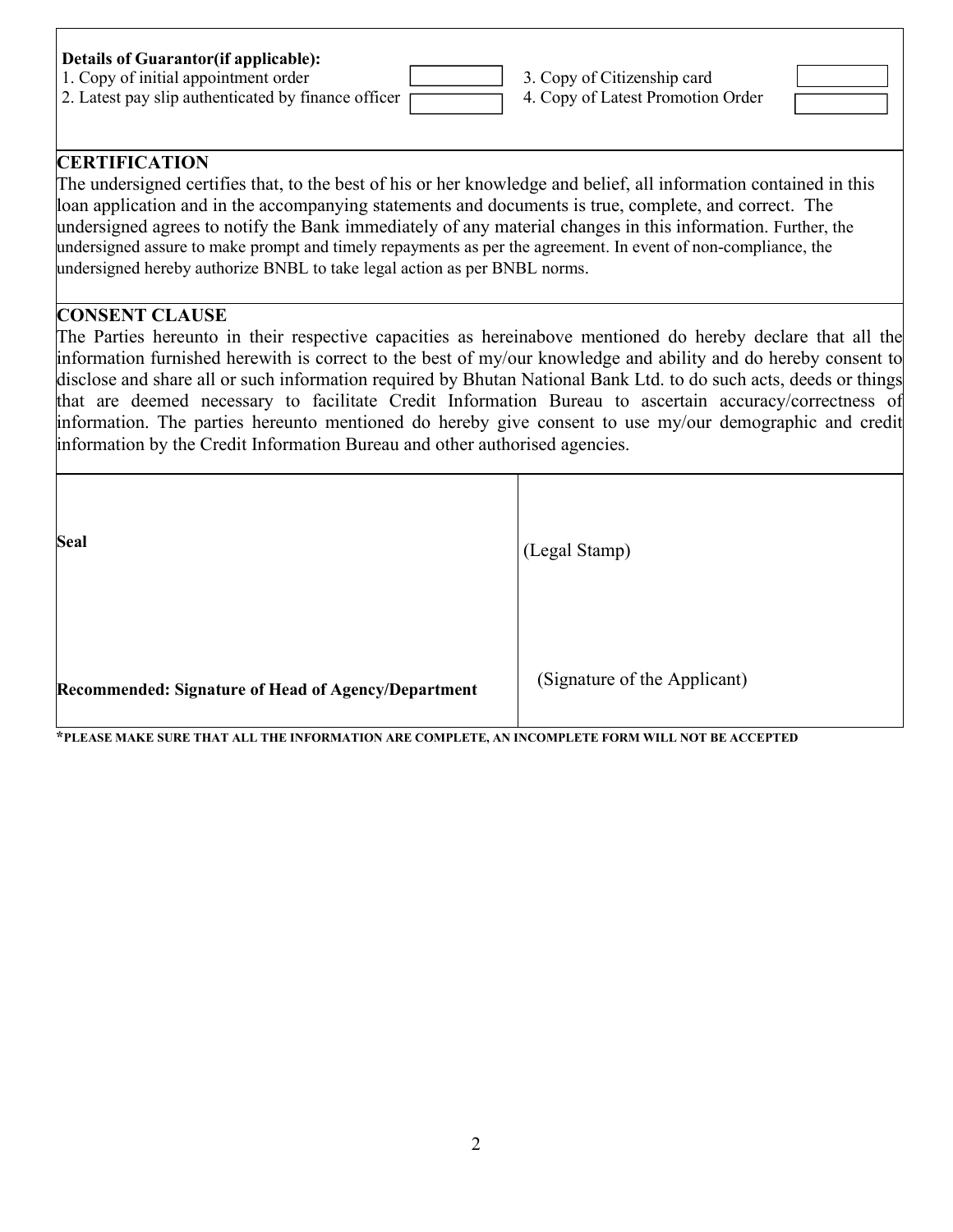**Details of Guarantor(if applicable):**

1. Copy of initial appointment order ☐
2. Latest pay slip authenticated by finance officer ☐
3. Copy of Citizenship card ☐
4. Copy of Latest Promotion Order ☐

## CERTIFICATION

The undersigned certifies that, to the best of his or her knowledge and belief, all information contained in this loan application and in the accompanying statements and documents is true, complete, and correct. The undersigned agrees to notify the Bank immediately of any material changes in this information. Further, the undersigned assure to make prompt and timely repayments as per the agreement. In event of non-compliance, the undersigned hereby authorize BNBL to take legal action as per BNBL norms.

## CONSENT CLAUSE

The Parties hereunto in their respective capacities as hereinabove mentioned do hereby declare that all the information furnished herewith is correct to the best of my/our knowledge and ability and do hereby consent to disclose and share all or such information required by Bhutan National Bank Ltd. to do such acts, deeds or things that are deemed necessary to facilitate Credit Information Bureau to ascertain accuracy/correctness of information. The parties hereunto mentioned do hereby give consent to use my/our demographic and credit information by the Credit Information Bureau and other authorised agencies.

| | |
|---|---|
| **Seal** | (Legal Stamp) |
| **Recommended: Signature of Head of Agency/Department** | (Signature of the Applicant) |

***PLEASE MAKE SURE THAT ALL THE INFORMATION ARE COMPLETE, AN INCOMPLETE FORM WILL NOT BE ACCEPTED**